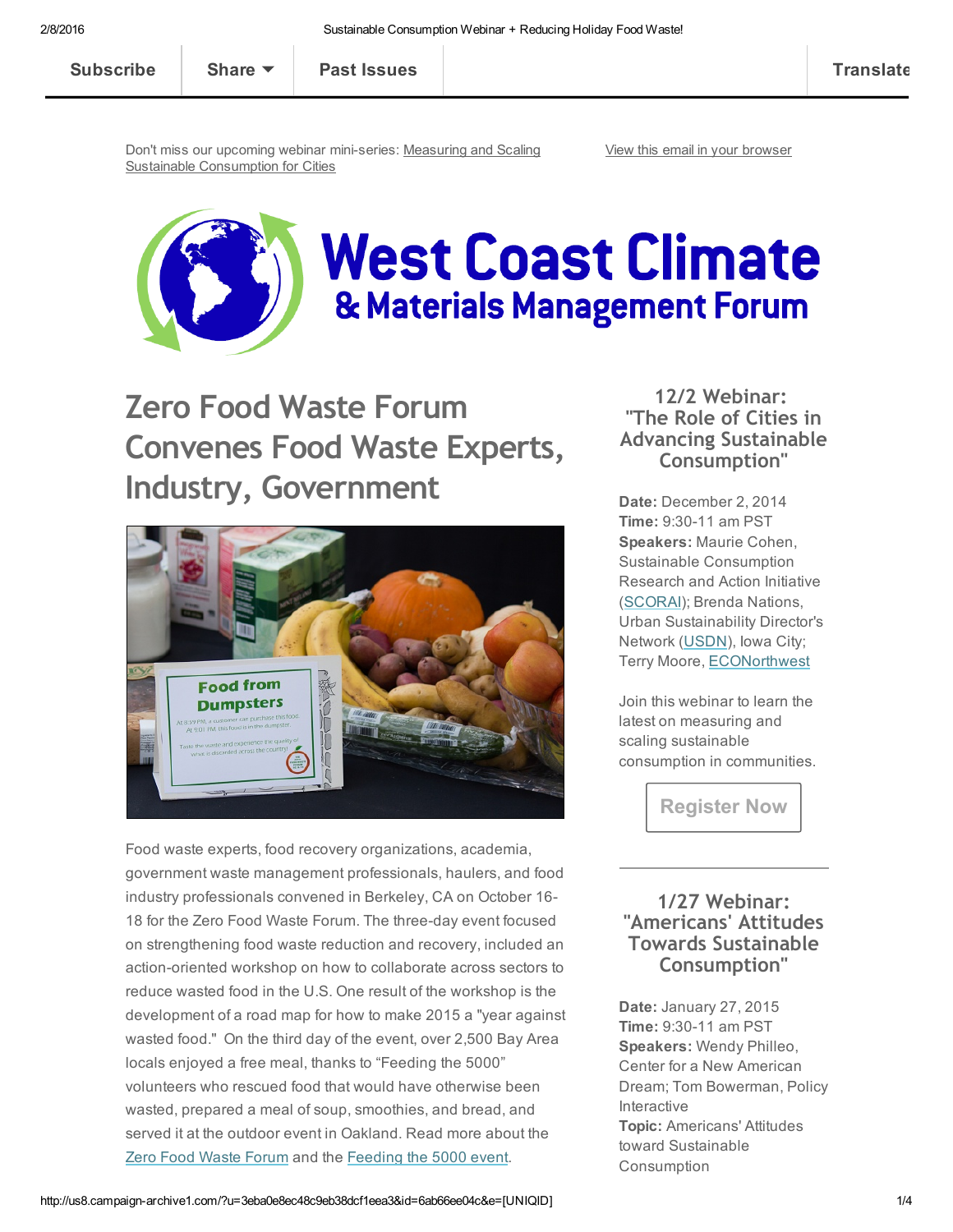Subscribe | Share | Past Issues | Translate

Don't miss our upcoming webinar mini-series: [Measuring and Scaling Sustainable Consumption for Cities](#)

[View this email in your browser](#)

# West Coast Climate & Materials Management Forum

## Zero Food Waste Forum Convenes Food Waste Experts, Industry, Government

Food waste experts, food recovery organizations, academia, government waste management professionals, haulers, and food industry professionals convened in Berkeley, CA on October 16-18 for the Zero Food Waste Forum. The three-day event focused on strengthening food waste reduction and recovery, included an action-oriented workshop on how to collaborate across sectors to reduce wasted food in the U.S. One result of the workshop is the development of a road map for how to make 2015 a "year against wasted food." On the third day of the event, over 2,500 Bay Area locals enjoyed a free meal, thanks to "Feeding the 5000" volunteers who rescued food that would have otherwise been wasted, prepared a meal of soup, smoothies, and bread, and served it at the outdoor event in Oakland. Read more about the Zero Food Waste Forum and the Feeding the 5000 event.

### 12/2 Webinar: "The Role of Cities in Advancing Sustainable Consumption"

**Date:** December 2, 2014
**Time:** 9:30-11 am PST
**Speakers:** Maurie Cohen, Sustainable Consumption Research and Action Initiative (SCORAI); Brenda Nations, Urban Sustainability Director's Network (USDN), Iowa City; Terry Moore, ECONorthwest

Join this webinar to learn the latest on measuring and scaling sustainable consumption in communities.

Register Now

### 1/27 Webinar: "Americans' Attitudes Towards Sustainable Consumption"

**Date:** January 27, 2015
**Time:** 9:30-11 am PST
**Speakers:** Wendy Philleo, Center for a New American Dream; Tom Bowerman, Policy Interactive
**Topic:** Americans' Attitudes toward Sustainable Consumption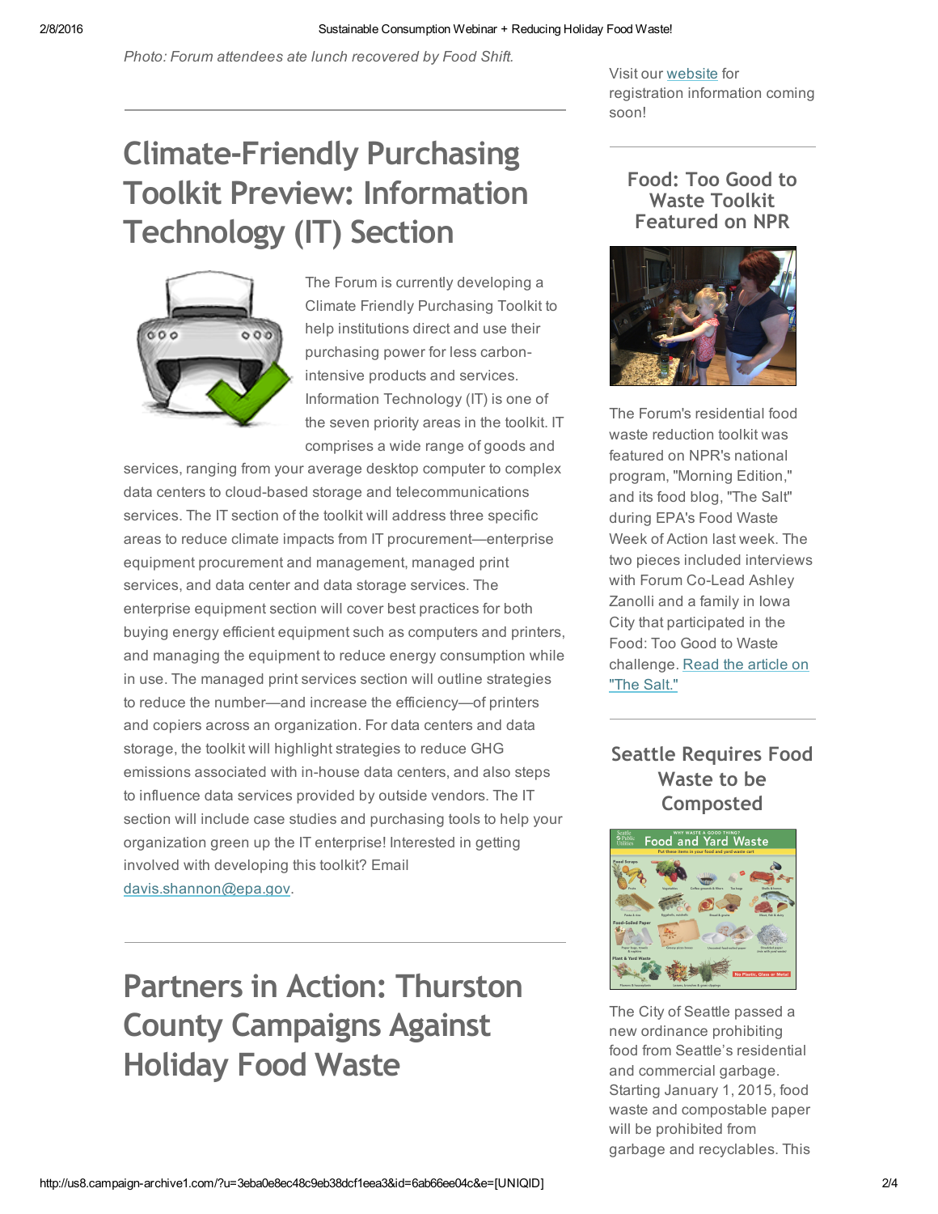*Photo: Forum attendees ate lunch recovered by Food Shift.*

# Climate-Friendly Purchasing Toolkit Preview: Information Technology (IT) Section

The Forum is currently developing a Climate Friendly Purchasing Toolkit to help institutions direct and use their purchasing power for less carbon-intensive products and services. Information Technology (IT) is one of the seven priority areas in the toolkit. IT comprises a wide range of goods and services, ranging from your average desktop computer to complex data centers to cloud-based storage and telecommunications services. The IT section of the toolkit will address three specific areas to reduce climate impacts from IT procurement—enterprise equipment procurement and management, managed print services, and data center and data storage services. The enterprise equipment section will cover best practices for both buying energy efficient equipment such as computers and printers, and managing the equipment to reduce energy consumption while in use. The managed print services section will outline strategies to reduce the number—and increase the efficiency—of printers and copiers across an organization. For data centers and data storage, the toolkit will highlight strategies to reduce GHG emissions associated with in-house data centers, and also steps to influence data services provided by outside vendors. The IT section will include case studies and purchasing tools to help your organization green up the IT enterprise! Interested in getting involved with developing this toolkit? Email davis.shannon@epa.gov.

# Partners in Action: Thurston County Campaigns Against Holiday Food Waste

Visit our website for registration information coming soon!

## Food: Too Good to Waste Toolkit Featured on NPR

The Forum's residential food waste reduction toolkit was featured on NPR's national program, "Morning Edition," and its food blog, "The Salt" during EPA's Food Waste Week of Action last week. The two pieces included interviews with Forum Co-Lead Ashley Zanolli and a family in Iowa City that participated in the Food: Too Good to Waste challenge. Read the article on "The Salt."

## Seattle Requires Food Waste to be Composted

The City of Seattle passed a new ordinance prohibiting food from Seattle's residential and commercial garbage. Starting January 1, 2015, food waste and compostable paper will be prohibited from garbage and recyclables. This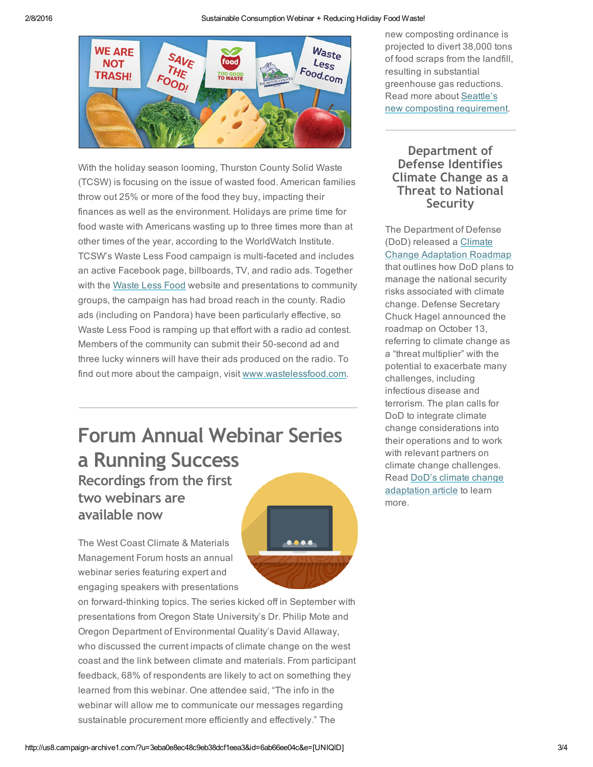With the holiday season looming, Thurston County Solid Waste (TCSW) is focusing on the issue of wasted food. American families throw out 25% or more of the food they buy, impacting their finances as well as the environment. Holidays are prime time for food waste with Americans wasting up to three times more than at other times of the year, according to the WorldWatch Institute. TCSW's Waste Less Food campaign is multi-faceted and includes an active Facebook page, billboards, TV, and radio ads. Together with the Waste Less Food website and presentations to community groups, the campaign has had broad reach in the county. Radio ads (including on Pandora) have been particularly effective, so Waste Less Food is ramping up that effort with a radio ad contest. Members of the community can submit their 50-second ad and three lucky winners will have their ads produced on the radio. To find out more about the campaign, visit www.wastelessfood.com.

---

# Forum Annual Webinar Series a Running Success

## Recordings from the first two webinars are available now

The West Coast Climate & Materials Management Forum hosts an annual webinar series featuring expert and engaging speakers with presentations on forward-thinking topics. The series kicked off in September with presentations from Oregon State University's Dr. Philip Mote and Oregon Department of Environmental Quality's David Allaway, who discussed the current impacts of climate change on the west coast and the link between climate and materials. From participant feedback, 68% of respondents are likely to act on something they learned from this webinar. One attendee said, "The info in the webinar will allow me to communicate our messages regarding sustainable procurement more efficiently and effectively." The

new composting ordinance is projected to divert 38,000 tons of food scraps from the landfill, resulting in substantial greenhouse gas reductions. Read more about Seattle's new composting requirement.

---

## Department of Defense Identifies Climate Change as a Threat to National Security

The Department of Defense (DoD) released a Climate Change Adaptation Roadmap that outlines how DoD plans to manage the national security risks associated with climate change. Defense Secretary Chuck Hagel announced the roadmap on October 13, referring to climate change as a "threat multiplier" with the potential to exacerbate many challenges, including infectious disease and terrorism. The plan calls for DoD to integrate climate change considerations into their operations and to work with relevant partners on climate change challenges. Read DoD's climate change adaptation article to learn more.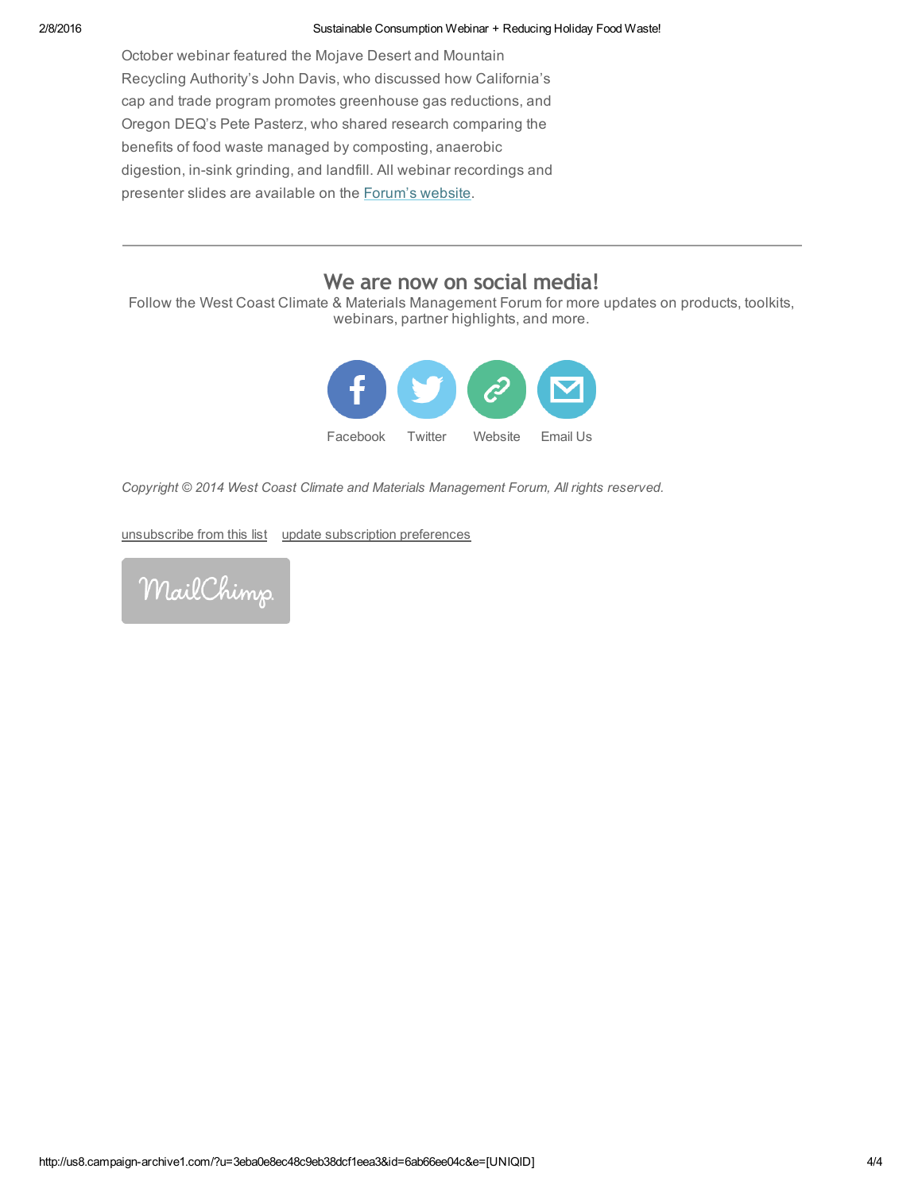October webinar featured the Mojave Desert and Mountain Recycling Authority's John Davis, who discussed how California's cap and trade program promotes greenhouse gas reductions, and Oregon DEQ's Pete Pasterz, who shared research comparing the benefits of food waste managed by composting, anaerobic digestion, in-sink grinding, and landfill. All webinar recordings and presenter slides are available on the Forum's website.

---

## We are now on social media!

Follow the West Coast Climate & Materials Management Forum for more updates on products, toolkits, webinars, partner highlights, and more.

Facebook Twitter Website Email Us

*Copyright © 2014 West Coast Climate and Materials Management Forum, All rights reserved.*

unsubscribe from this list update subscription preferences

MailChimp